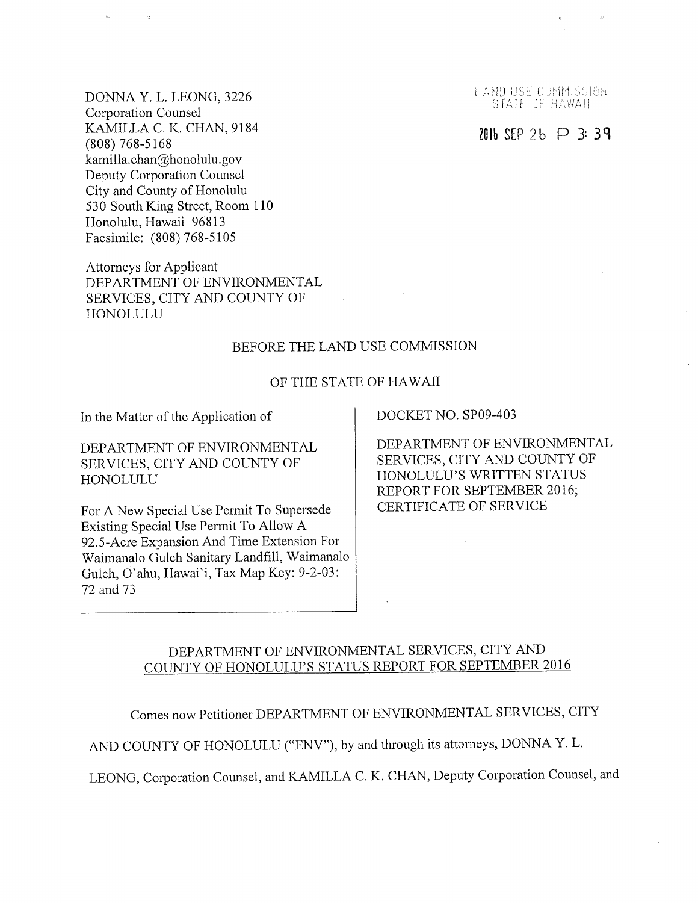DONNA Y. L. LEONG, 3226
Corporation Counsel
KAMILLA C. K. CHAN, 9184
(808) 768-5168
kamilla.chan@honolulu.gov
Deputy Corporation Counsel
City and County of Honolulu
530 South King Street, Room 110
Honolulu, Hawaii 96813
Facsimile: (808) 768-5105

LAND USE COMMISSION
STATE OF HAWAII

2016 SEP 26 P 3: 39

Attorneys for Applicant
DEPARTMENT OF ENVIRONMENTAL SERVICES, CITY AND COUNTY OF HONOLULU

BEFORE THE LAND USE COMMISSION

OF THE STATE OF HAWAII

| | |
|---|---|
| In the Matter of the Application of<br><br>DEPARTMENT OF ENVIRONMENTAL SERVICES, CITY AND COUNTY OF HONOLULU<br><br>For A New Special Use Permit To Supersede Existing Special Use Permit To Allow A 92.5-Acre Expansion And Time Extension For Waimanalo Gulch Sanitary Landfill, Waimanalo Gulch, O`ahu, Hawai`i, Tax Map Key: 9-2-03: 72 and 73 | DOCKET NO. SP09-403<br><br>DEPARTMENT OF ENVIRONMENTAL SERVICES, CITY AND COUNTY OF HONOLULU'S WRITTEN STATUS REPORT FOR SEPTEMBER 2016; CERTIFICATE OF SERVICE |

DEPARTMENT OF ENVIRONMENTAL SERVICES, CITY AND COUNTY OF HONOLULU'S STATUS REPORT FOR SEPTEMBER 2016

Comes now Petitioner DEPARTMENT OF ENVIRONMENTAL SERVICES, CITY AND COUNTY OF HONOLULU ("ENV"), by and through its attorneys, DONNA Y. L. LEONG, Corporation Counsel, and KAMILLA C. K. CHAN, Deputy Corporation Counsel, and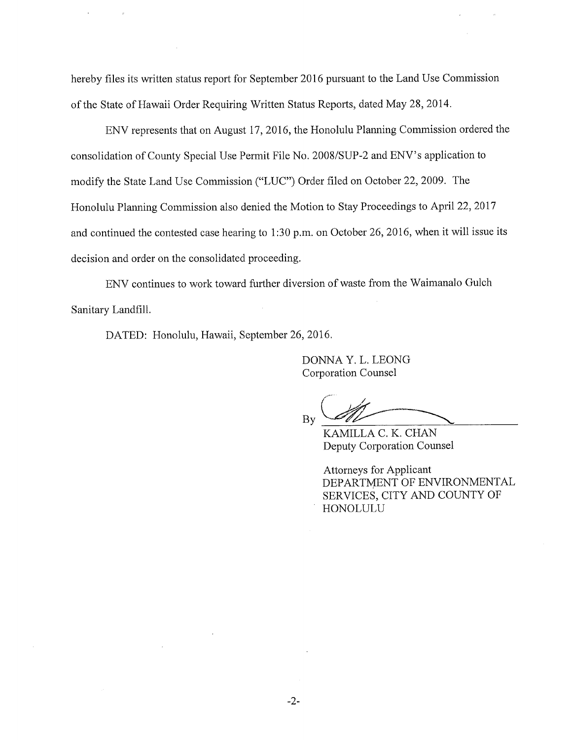hereby files its written status report for September 2016 pursuant to the Land Use Commission of the State of Hawaii Order Requiring Written Status Reports, dated May 28, 2014.

ENV represents that on August 17, 2016, the Honolulu Planning Commission ordered the consolidation of County Special Use Permit File No. 2008/SUP-2 and ENV's application to modify the State Land Use Commission ("LUC") Order filed on October 22, 2009. The Honolulu Planning Commission also denied the Motion to Stay Proceedings to April 22, 2017 and continued the contested case hearing to 1:30 p.m. on October 26, 2016, when it will issue its decision and order on the consolidated proceeding.

ENV continues to work toward further diversion of waste from the Waimanalo Gulch Sanitary Landfill.

DATED: Honolulu, Hawaii, September 26, 2016.

DONNA Y. L. LEONG
Corporation Counsel

By ______________________
KAMILLA C. K. CHAN
Deputy Corporation Counsel

Attorneys for Applicant
DEPARTMENT OF ENVIRONMENTAL SERVICES, CITY AND COUNTY OF HONOLULU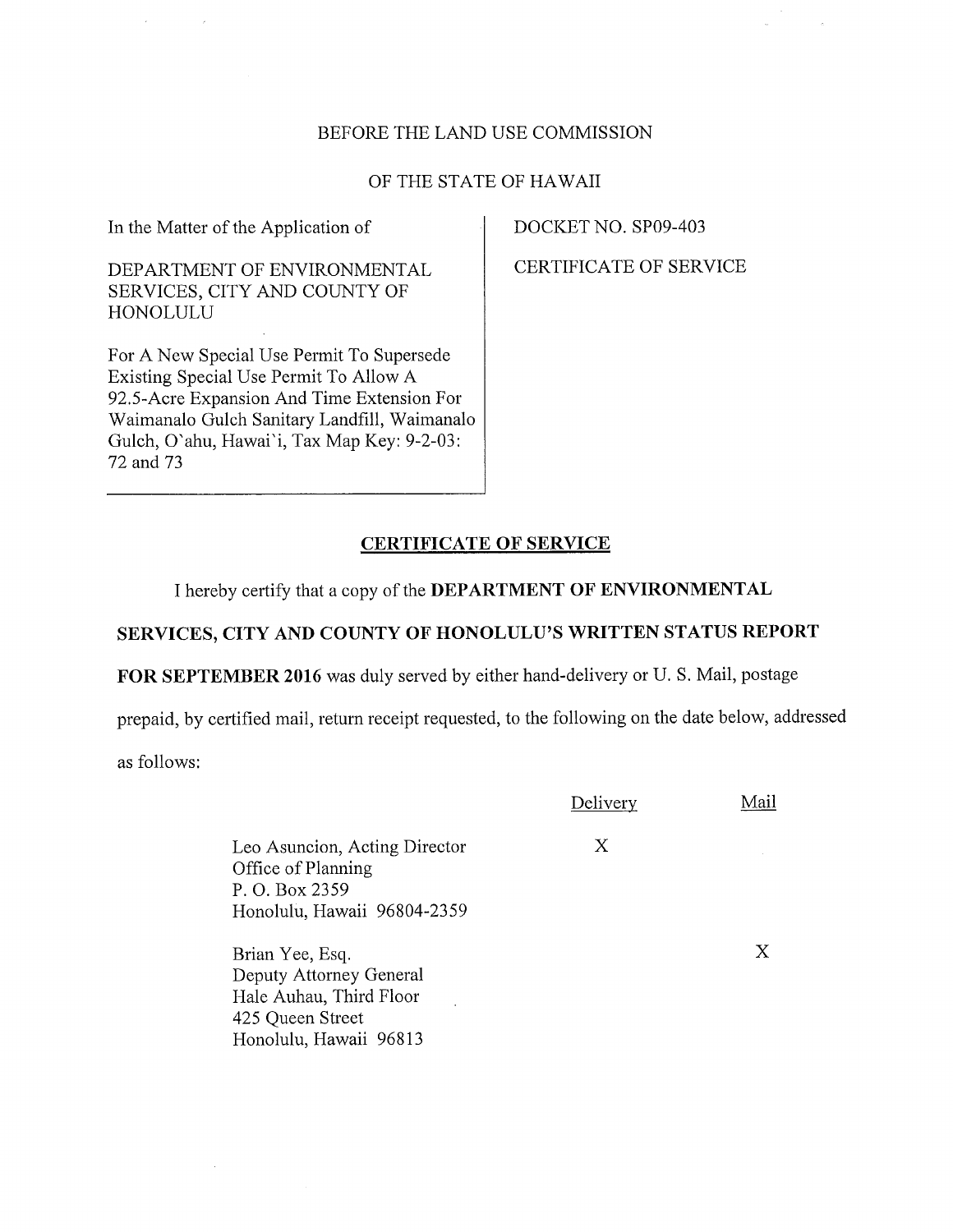BEFORE THE LAND USE COMMISSION

OF THE STATE OF HAWAII

| | |
|---|---|
| In the Matter of the Application of<br><br>DEPARTMENT OF ENVIRONMENTAL SERVICES, CITY AND COUNTY OF HONOLULU<br><br>For A New Special Use Permit To Supersede Existing Special Use Permit To Allow A 92.5-Acre Expansion And Time Extension For Waimanalo Gulch Sanitary Landfill, Waimanalo Gulch, O'ahu, Hawai'i, Tax Map Key: 9-2-03: 72 and 73 | DOCKET NO. SP09-403<br><br>CERTIFICATE OF SERVICE |

## CERTIFICATE OF SERVICE

I hereby certify that a copy of the **DEPARTMENT OF ENVIRONMENTAL SERVICES, CITY AND COUNTY OF HONOLULU'S WRITTEN STATUS REPORT FOR SEPTEMBER 2016** was duly served by either hand-delivery or U. S. Mail, postage prepaid, by certified mail, return receipt requested, to the following on the date below, addressed as follows:

| | Delivery | Mail |
|---|---|---|
| Leo Asuncion, Acting Director<br>Office of Planning<br>P. O. Box 2359<br>Honolulu, Hawaii 96804-2359 | X | |
| Brian Yee, Esq.<br>Deputy Attorney General<br>Hale Auhau, Third Floor<br>425 Queen Street<br>Honolulu, Hawaii 96813 | | X |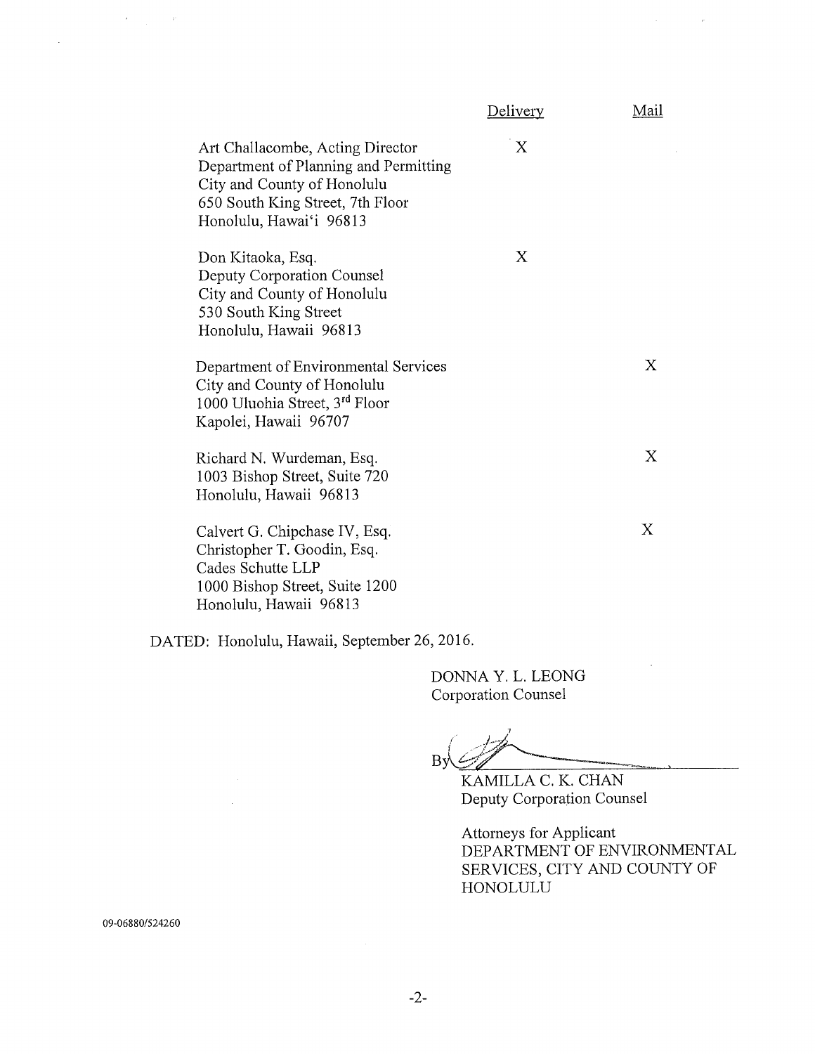| | Delivery | Mail |
|---|---|---|
| Art Challacombe, Acting Director<br>Department of Planning and Permitting<br>City and County of Honolulu<br>650 South King Street, 7th Floor<br>Honolulu, Hawai'i 96813 | X | |
| Don Kitaoka, Esq.<br>Deputy Corporation Counsel<br>City and County of Honolulu<br>530 South King Street<br>Honolulu, Hawaii 96813 | X | |
| Department of Environmental Services<br>City and County of Honolulu<br>1000 Uluohia Street, 3rd Floor<br>Kapolei, Hawaii 96707 | | X |
| Richard N. Wurdeman, Esq.<br>1003 Bishop Street, Suite 720<br>Honolulu, Hawaii 96813 | | X |
| Calvert G. Chipchase IV, Esq.<br>Christopher T. Goodin, Esq.<br>Cades Schutte LLP<br>1000 Bishop Street, Suite 1200<br>Honolulu, Hawaii 96813 | | X |

DATED: Honolulu, Hawaii, September 26, 2016.

DONNA Y. L. LEONG
Corporation Counsel

By _______________________
KAMILLA C. K. CHAN
Deputy Corporation Counsel

Attorneys for Applicant
DEPARTMENT OF ENVIRONMENTAL SERVICES, CITY AND COUNTY OF HONOLULU

09-06880/524260